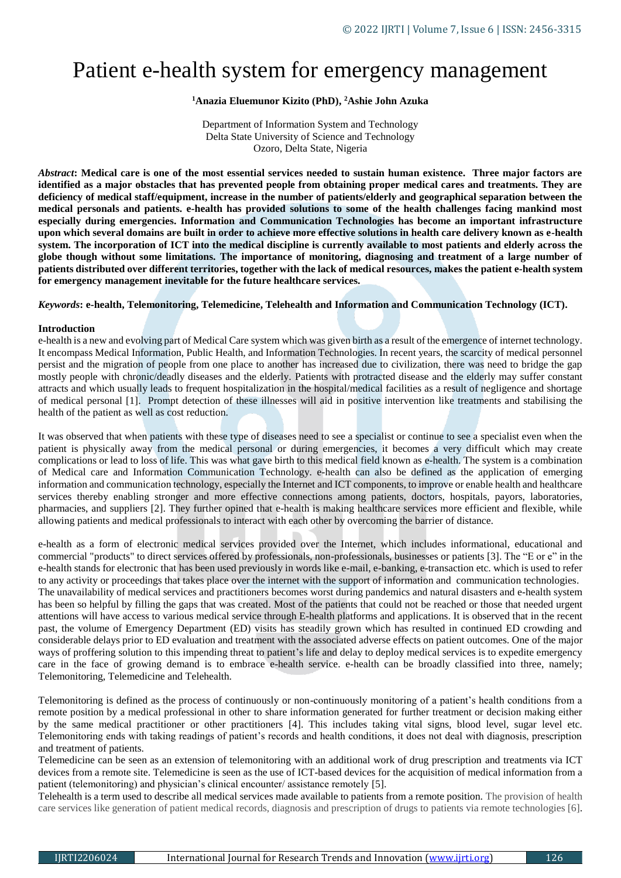# Patient e-health system for emergency management

**[1]Anazia Eluemunor Kizito (PhD), [2]Ashie John Azuka**

Department of Information System and Technology
Delta State University of Science and Technology
Ozoro, Delta State, Nigeria

***Abstract*: Medical care is one of the most essential services needed to sustain human existence. Three major factors are identified as a major obstacles that has prevented people from obtaining proper medical cares and treatments. They are deficiency of medical staff/equipment, increase in the number of patients/elderly and geographical separation between the medical personals and patients. e-health has provided solutions to some of the health challenges facing mankind most especially during emergencies. Information and Communication Technologies has become an important infrastructure upon which several domains are built in order to achieve more effective solutions in health care delivery known as e-health system. The incorporation of ICT into the medical discipline is currently available to most patients and elderly across the globe though without some limitations. The importance of monitoring, diagnosing and treatment of a large number of patients distributed over different territories, together with the lack of medical resources, makes the patient e-health system for emergency management inevitable for the future healthcare services.**

***Keywords*: e-health, Telemonitoring, Telemedicine, Telehealth and Information and Communication Technology (ICT).**

## Introduction

e-health is a new and evolving part of Medical Care system which was given birth as a result of the emergence of internet technology. It encompass Medical Information, Public Health, and Information Technologies. In recent years, the scarcity of medical personnel persist and the migration of people from one place to another has increased due to civilization, there was need to bridge the gap mostly people with chronic/deadly diseases and the elderly. Patients with protracted disease and the elderly may suffer constant attracts and which usually leads to frequent hospitalization in the hospital/medical facilities as a result of negligence and shortage of medical personal [1]. Prompt detection of these illnesses will aid in positive intervention like treatments and stabilising the health of the patient as well as cost reduction.

It was observed that when patients with these type of diseases need to see a specialist or continue to see a specialist even when the patient is physically away from the medical personal or during emergencies, it becomes a very difficult which may create complications or lead to loss of life. This was what gave birth to this medical field known as e-health. The system is a combination of Medical care and Information Communication Technology. e-health can also be defined as the application of emerging information and communication technology, especially the Internet and ICT components, to improve or enable health and healthcare services thereby enabling stronger and more effective connections among patients, doctors, hospitals, payors, laboratories, pharmacies, and suppliers [2]. They further opined that e-health is making healthcare services more efficient and flexible, while allowing patients and medical professionals to interact with each other by overcoming the barrier of distance.

e-health as a form of electronic medical services provided over the Internet, which includes informational, educational and commercial "products" to direct services offered by professionals, non-professionals, businesses or patients [3]. The "E or e" in the e-health stands for electronic that has been used previously in words like e-mail, e-banking, e-transaction etc. which is used to refer to any activity or proceedings that takes place over the internet with the support of information and communication technologies.
The unavailability of medical services and practitioners becomes worst during pandemics and natural disasters and e-health system has been so helpful by filling the gaps that was created. Most of the patients that could not be reached or those that needed urgent attentions will have access to various medical service through E-health platforms and applications. It is observed that in the recent past, the volume of Emergency Department (ED) visits has steadily grown which has resulted in continued ED crowding and considerable delays prior to ED evaluation and treatment with the associated adverse effects on patient outcomes. One of the major ways of proffering solution to this impending threat to patient's life and delay to deploy medical services is to expedite emergency care in the face of growing demand is to embrace e-health service. e-health can be broadly classified into three, namely; Telemonitoring, Telemedicine and Telehealth.

Telemonitoring is defined as the process of continuously or non-continuously monitoring of a patient's health conditions from a remote position by a medical professional in other to share information generated for further treatment or decision making either by the same medical practitioner or other practitioners [4]. This includes taking vital signs, blood level, sugar level etc. Telemonitoring ends with taking readings of patient's records and health conditions, it does not deal with diagnosis, prescription and treatment of patients.
Telemedicine can be seen as an extension of telemonitoring with an additional work of drug prescription and treatments via ICT devices from a remote site. Telemedicine is seen as the use of ICT-based devices for the acquisition of medical information from a patient (telemonitoring) and physician's clinical encounter/ assistance remotely [5].
Telehealth is a term used to describe all medical services made available to patients from a remote position. The provision of health care services like generation of patient medical records, diagnosis and prescription of drugs to patients via remote technologies [6].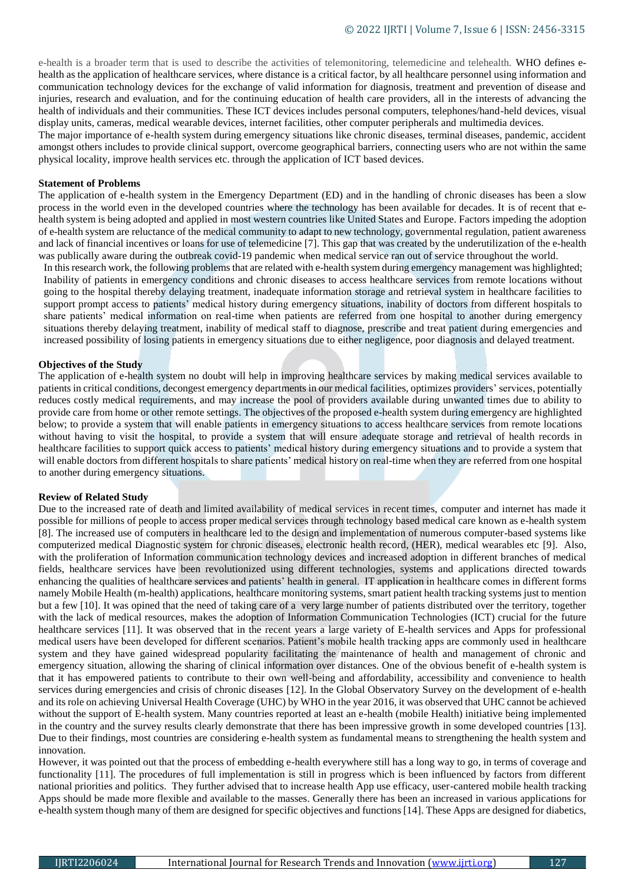e-health is a broader term that is used to describe the activities of telemonitoring, telemedicine and telehealth. WHO defines e-health as the application of healthcare services, where distance is a critical factor, by all healthcare personnel using information and communication technology devices for the exchange of valid information for diagnosis, treatment and prevention of disease and injuries, research and evaluation, and for the continuing education of health care providers, all in the interests of advancing the health of individuals and their communities. These ICT devices includes personal computers, telephones/hand-held devices, visual display units, cameras, medical wearable devices, internet facilities, other computer peripherals and multimedia devices.

The major importance of e-health system during emergency situations like chronic diseases, terminal diseases, pandemic, accident amongst others includes to provide clinical support, overcome geographical barriers, connecting users who are not within the same physical locality, improve health services etc. through the application of ICT based devices.

**Statement of Problems**

The application of e-health system in the Emergency Department (ED) and in the handling of chronic diseases has been a slow process in the world even in the developed countries where the technology has been available for decades. It is of recent that e-health system is being adopted and applied in most western countries like United States and Europe. Factors impeding the adoption of e-health system are reluctance of the medical community to adapt to new technology, governmental regulation, patient awareness and lack of financial incentives or loans for use of telemedicine [7]. This gap that was created by the underutilization of the e-health was publically aware during the outbreak covid-19 pandemic when medical service ran out of service throughout the world.

In this research work, the following problems that are related with e-health system during emergency management was highlighted; Inability of patients in emergency conditions and chronic diseases to access healthcare services from remote locations without going to the hospital thereby delaying treatment, inadequate information storage and retrieval system in healthcare facilities to support prompt access to patients' medical history during emergency situations, inability of doctors from different hospitals to share patients' medical information on real-time when patients are referred from one hospital to another during emergency situations thereby delaying treatment, inability of medical staff to diagnose, prescribe and treat patient during emergencies and increased possibility of losing patients in emergency situations due to either negligence, poor diagnosis and delayed treatment.

**Objectives of the Study**

The application of e-health system no doubt will help in improving healthcare services by making medical services available to patients in critical conditions, decongest emergency departments in our medical facilities, optimizes providers' services, potentially reduces costly medical requirements, and may increase the pool of providers available during unwanted times due to ability to provide care from home or other remote settings. The objectives of the proposed e-health system during emergency are highlighted below; to provide a system that will enable patients in emergency situations to access healthcare services from remote locations without having to visit the hospital, to provide a system that will ensure adequate storage and retrieval of health records in healthcare facilities to support quick access to patients' medical history during emergency situations and to provide a system that will enable doctors from different hospitals to share patients' medical history on real-time when they are referred from one hospital to another during emergency situations.

**Review of Related Study**

Due to the increased rate of death and limited availability of medical services in recent times, computer and internet has made it possible for millions of people to access proper medical services through technology based medical care known as e-health system [8]. The increased use of computers in healthcare led to the design and implementation of numerous computer-based systems like computerized medical Diagnostic system for chronic diseases, electronic health record, (HER), medical wearables etc [9]. Also, with the proliferation of Information communication technology devices and increased adoption in different branches of medical fields, healthcare services have been revolutionized using different technologies, systems and applications directed towards enhancing the qualities of healthcare services and patients' health in general. IT application in healthcare comes in different forms namely Mobile Health (m-health) applications, healthcare monitoring systems, smart patient health tracking systems just to mention but a few [10]. It was opined that the need of taking care of a very large number of patients distributed over the territory, together with the lack of medical resources, makes the adoption of Information Communication Technologies (ICT) crucial for the future healthcare services [11]. It was observed that in the recent years a large variety of E-health services and Apps for professional medical users have been developed for different scenarios. Patient's mobile health tracking apps are commonly used in healthcare system and they have gained widespread popularity facilitating the maintenance of health and management of chronic and emergency situation, allowing the sharing of clinical information over distances. One of the obvious benefit of e-health system is that it has empowered patients to contribute to their own well-being and affordability, accessibility and convenience to health services during emergencies and crisis of chronic diseases [12]. In the Global Observatory Survey on the development of e-health and its role on achieving Universal Health Coverage (UHC) by WHO in the year 2016, it was observed that UHC cannot be achieved without the support of E-health system. Many countries reported at least an e-health (mobile Health) initiative being implemented in the country and the survey results clearly demonstrate that there has been impressive growth in some developed countries [13]. Due to their findings, most countries are considering e-health system as fundamental means to strengthening the health system and innovation.

However, it was pointed out that the process of embedding e-health everywhere still has a long way to go, in terms of coverage and functionality [11]. The procedures of full implementation is still in progress which is been influenced by factors from different national priorities and politics. They further advised that to increase health App use efficacy, user-cantered mobile health tracking Apps should be made more flexible and available to the masses. Generally there has been an increased in various applications for e-health system though many of them are designed for specific objectives and functions [14]. These Apps are designed for diabetics,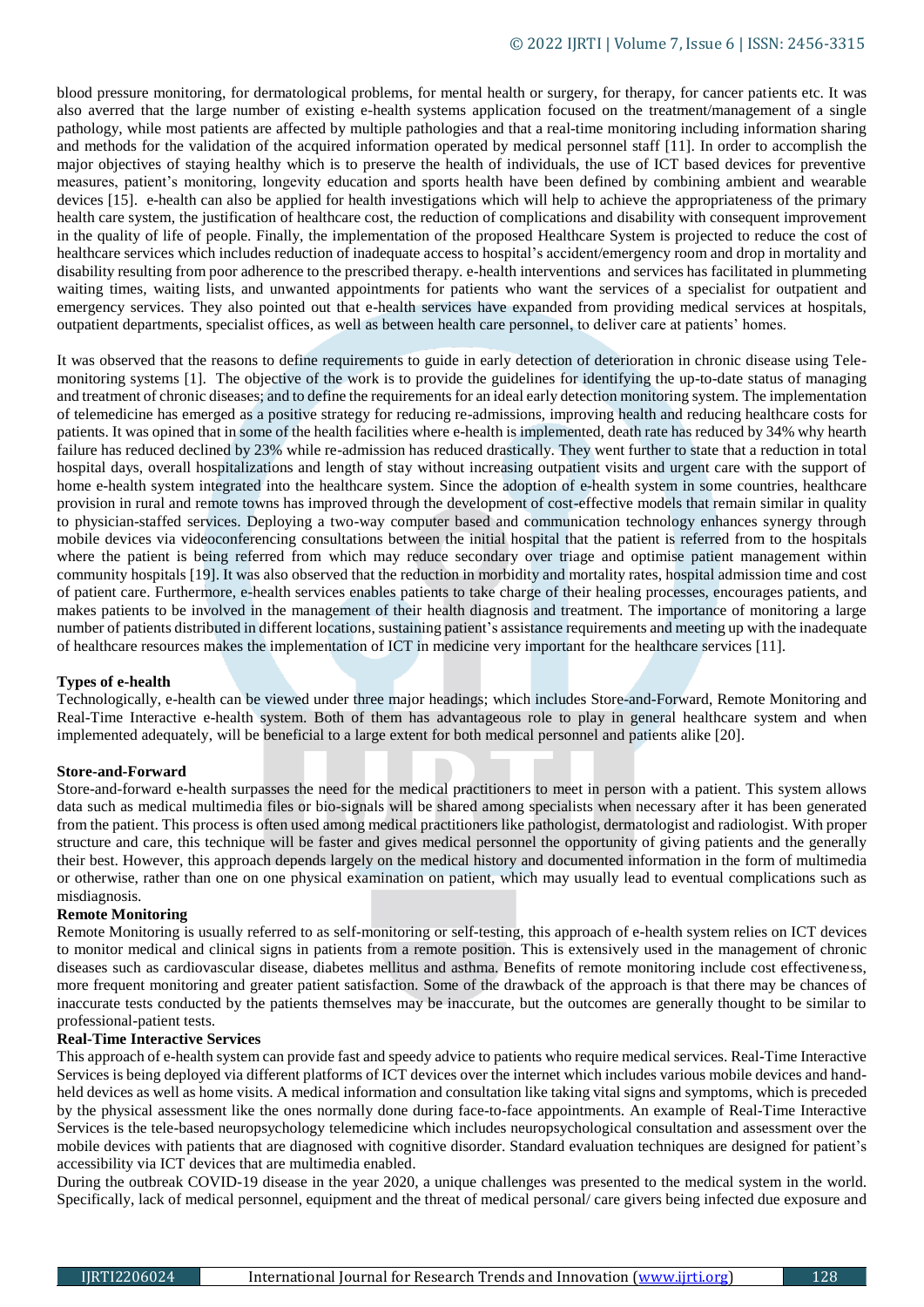blood pressure monitoring, for dermatological problems, for mental health or surgery, for therapy, for cancer patients etc. It was also averred that the large number of existing e-health systems application focused on the treatment/management of a single pathology, while most patients are affected by multiple pathologies and that a real-time monitoring including information sharing and methods for the validation of the acquired information operated by medical personnel staff [11]. In order to accomplish the major objectives of staying healthy which is to preserve the health of individuals, the use of ICT based devices for preventive measures, patient's monitoring, longevity education and sports health have been defined by combining ambient and wearable devices [15]. e-health can also be applied for health investigations which will help to achieve the appropriateness of the primary health care system, the justification of healthcare cost, the reduction of complications and disability with consequent improvement in the quality of life of people. Finally, the implementation of the proposed Healthcare System is projected to reduce the cost of healthcare services which includes reduction of inadequate access to hospital's accident/emergency room and drop in mortality and disability resulting from poor adherence to the prescribed therapy. e-health interventions and services has facilitated in plummeting waiting times, waiting lists, and unwanted appointments for patients who want the services of a specialist for outpatient and emergency services. They also pointed out that e-health services have expanded from providing medical services at hospitals, outpatient departments, specialist offices, as well as between health care personnel, to deliver care at patients' homes.

It was observed that the reasons to define requirements to guide in early detection of deterioration in chronic disease using Tele-monitoring systems [1]. The objective of the work is to provide the guidelines for identifying the up-to-date status of managing and treatment of chronic diseases; and to define the requirements for an ideal early detection monitoring system. The implementation of telemedicine has emerged as a positive strategy for reducing re-admissions, improving health and reducing healthcare costs for patients. It was opined that in some of the health facilities where e-health is implemented, death rate has reduced by 34% why hearth failure has reduced declined by 23% while re-admission has reduced drastically. They went further to state that a reduction in total hospital days, overall hospitalizations and length of stay without increasing outpatient visits and urgent care with the support of home e-health system integrated into the healthcare system. Since the adoption of e-health system in some countries, healthcare provision in rural and remote towns has improved through the development of cost-effective models that remain similar in quality to physician-staffed services. Deploying a two-way computer based and communication technology enhances synergy through mobile devices via videoconferencing consultations between the initial hospital that the patient is referred from to the hospitals where the patient is being referred from which may reduce secondary over triage and optimise patient management within community hospitals [19]. It was also observed that the reduction in morbidity and mortality rates, hospital admission time and cost of patient care. Furthermore, e-health services enables patients to take charge of their healing processes, encourages patients, and makes patients to be involved in the management of their health diagnosis and treatment. The importance of monitoring a large number of patients distributed in different locations, sustaining patient's assistance requirements and meeting up with the inadequate of healthcare resources makes the implementation of ICT in medicine very important for the healthcare services [11].

**Types of e-health**

Technologically, e-health can be viewed under three major headings; which includes Store-and-Forward, Remote Monitoring and Real-Time Interactive e-health system. Both of them has advantageous role to play in general healthcare system and when implemented adequately, will be beneficial to a large extent for both medical personnel and patients alike [20].

**Store-and-Forward**

Store-and-forward e-health surpasses the need for the medical practitioners to meet in person with a patient. This system allows data such as medical multimedia files or bio-signals will be shared among specialists when necessary after it has been generated from the patient. This process is often used among medical practitioners like pathologist, dermatologist and radiologist. With proper structure and care, this technique will be faster and gives medical personnel the opportunity of giving patients and the generally their best. However, this approach depends largely on the medical history and documented information in the form of multimedia or otherwise, rather than one on one physical examination on patient, which may usually lead to eventual complications such as misdiagnosis.

**Remote Monitoring**

Remote Monitoring is usually referred to as self-monitoring or self-testing, this approach of e-health system relies on ICT devices to monitor medical and clinical signs in patients from a remote position. This is extensively used in the management of chronic diseases such as cardiovascular disease, diabetes mellitus and asthma. Benefits of remote monitoring include cost effectiveness, more frequent monitoring and greater patient satisfaction. Some of the drawback of the approach is that there may be chances of inaccurate tests conducted by the patients themselves may be inaccurate, but the outcomes are generally thought to be similar to professional-patient tests.

**Real-Time Interactive Services**

This approach of e-health system can provide fast and speedy advice to patients who require medical services. Real-Time Interactive Services is being deployed via different platforms of ICT devices over the internet which includes various mobile devices and hand-held devices as well as home visits. A medical information and consultation like taking vital signs and symptoms, which is preceded by the physical assessment like the ones normally done during face-to-face appointments. An example of Real-Time Interactive Services is the tele-based neuropsychology telemedicine which includes neuropsychological consultation and assessment over the mobile devices with patients that are diagnosed with cognitive disorder. Standard evaluation techniques are designed for patient's accessibility via ICT devices that are multimedia enabled.

During the outbreak COVID-19 disease in the year 2020, a unique challenges was presented to the medical system in the world. Specifically, lack of medical personnel, equipment and the threat of medical personal/ care givers being infected due exposure and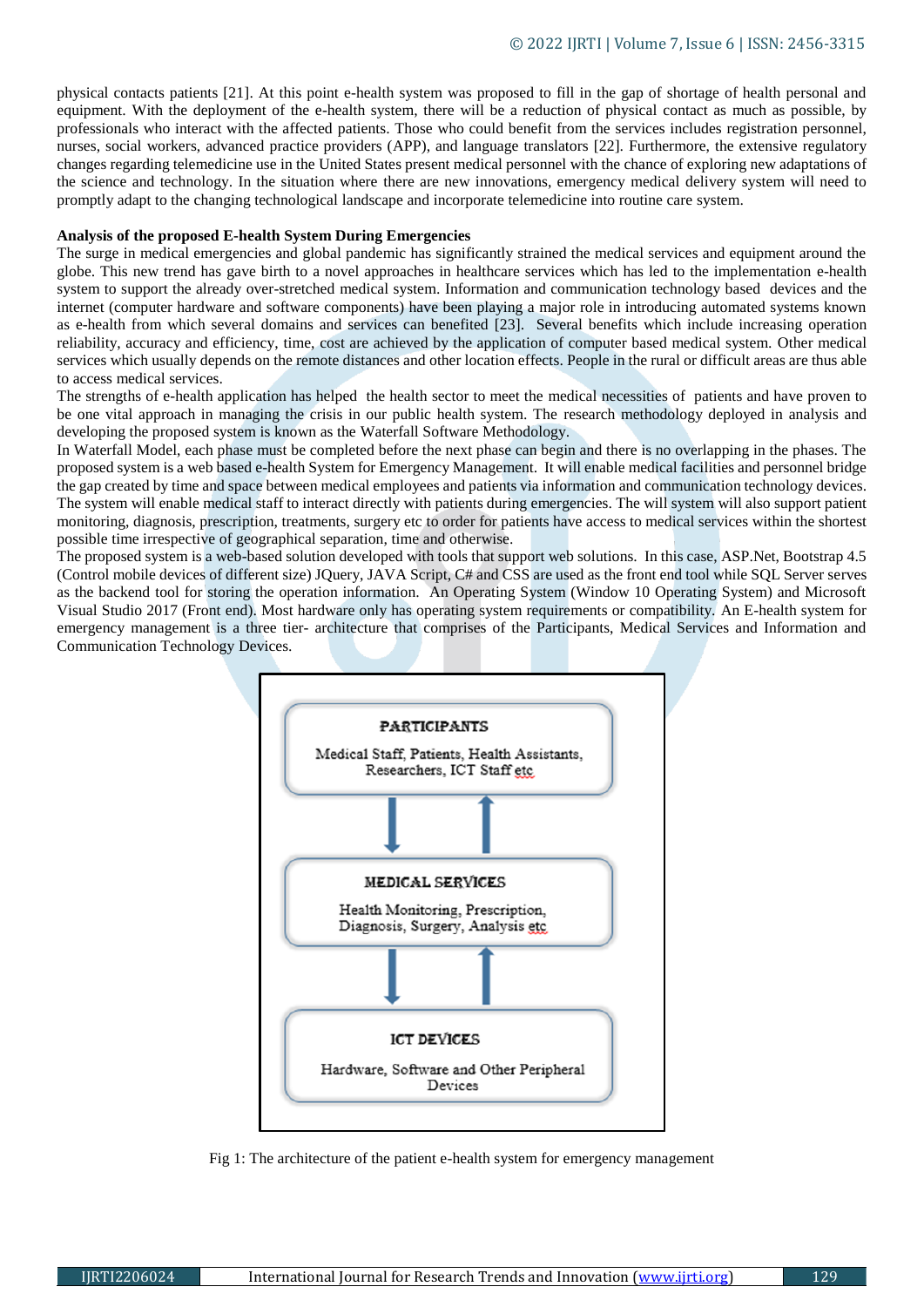physical contacts patients [21]. At this point e-health system was proposed to fill in the gap of shortage of health personal and equipment. With the deployment of the e-health system, there will be a reduction of physical contact as much as possible, by professionals who interact with the affected patients. Those who could benefit from the services includes registration personnel, nurses, social workers, advanced practice providers (APP), and language translators [22]. Furthermore, the extensive regulatory changes regarding telemedicine use in the United States present medical personnel with the chance of exploring new adaptations of the science and technology. In the situation where there are new innovations, emergency medical delivery system will need to promptly adapt to the changing technological landscape and incorporate telemedicine into routine care system.

**Analysis of the proposed E-health System During Emergencies**

The surge in medical emergencies and global pandemic has significantly strained the medical services and equipment around the globe. This new trend has gave birth to a novel approaches in healthcare services which has led to the implementation e-health system to support the already over-stretched medical system. Information and communication technology based devices and the internet (computer hardware and software components) have been playing a major role in introducing automated systems known as e-health from which several domains and services can benefited [23]. Several benefits which include increasing operation reliability, accuracy and efficiency, time, cost are achieved by the application of computer based medical system. Other medical services which usually depends on the remote distances and other location effects. People in the rural or difficult areas are thus able to access medical services.

The strengths of e-health application has helped the health sector to meet the medical necessities of patients and have proven to be one vital approach in managing the crisis in our public health system. The research methodology deployed in analysis and developing the proposed system is known as the Waterfall Software Methodology.

In Waterfall Model, each phase must be completed before the next phase can begin and there is no overlapping in the phases. The proposed system is a web based e-health System for Emergency Management. It will enable medical facilities and personnel bridge the gap created by time and space between medical employees and patients via information and communication technology devices. The system will enable medical staff to interact directly with patients during emergencies. The will system will also support patient monitoring, diagnosis, prescription, treatments, surgery etc to order for patients have access to medical services within the shortest possible time irrespective of geographical separation, time and otherwise.

The proposed system is a web-based solution developed with tools that support web solutions. In this case, ASP.Net, Bootstrap 4.5 (Control mobile devices of different size) JQuery, JAVA Script, C# and CSS are used as the front end tool while SQL Server serves as the backend tool for storing the operation information. An Operating System (Window 10 Operating System) and Microsoft Visual Studio 2017 (Front end). Most hardware only has operating system requirements or compatibility. An E-health system for emergency management is a three tier- architecture that comprises of the Participants, Medical Services and Information and Communication Technology Devices.

**PARTICIPANTS**
Medical Staff, Patients, Health Assistants, Researchers, ICT Staff etc

↓ ↑

**MEDICAL SERVICES**
Health Monitoring, Prescription, Diagnosis, Surgery, Analysis etc

↓ ↑

**ICT DEVICES**
Hardware, Software and Other Peripheral Devices

Fig 1: The architecture of the patient e-health system for emergency management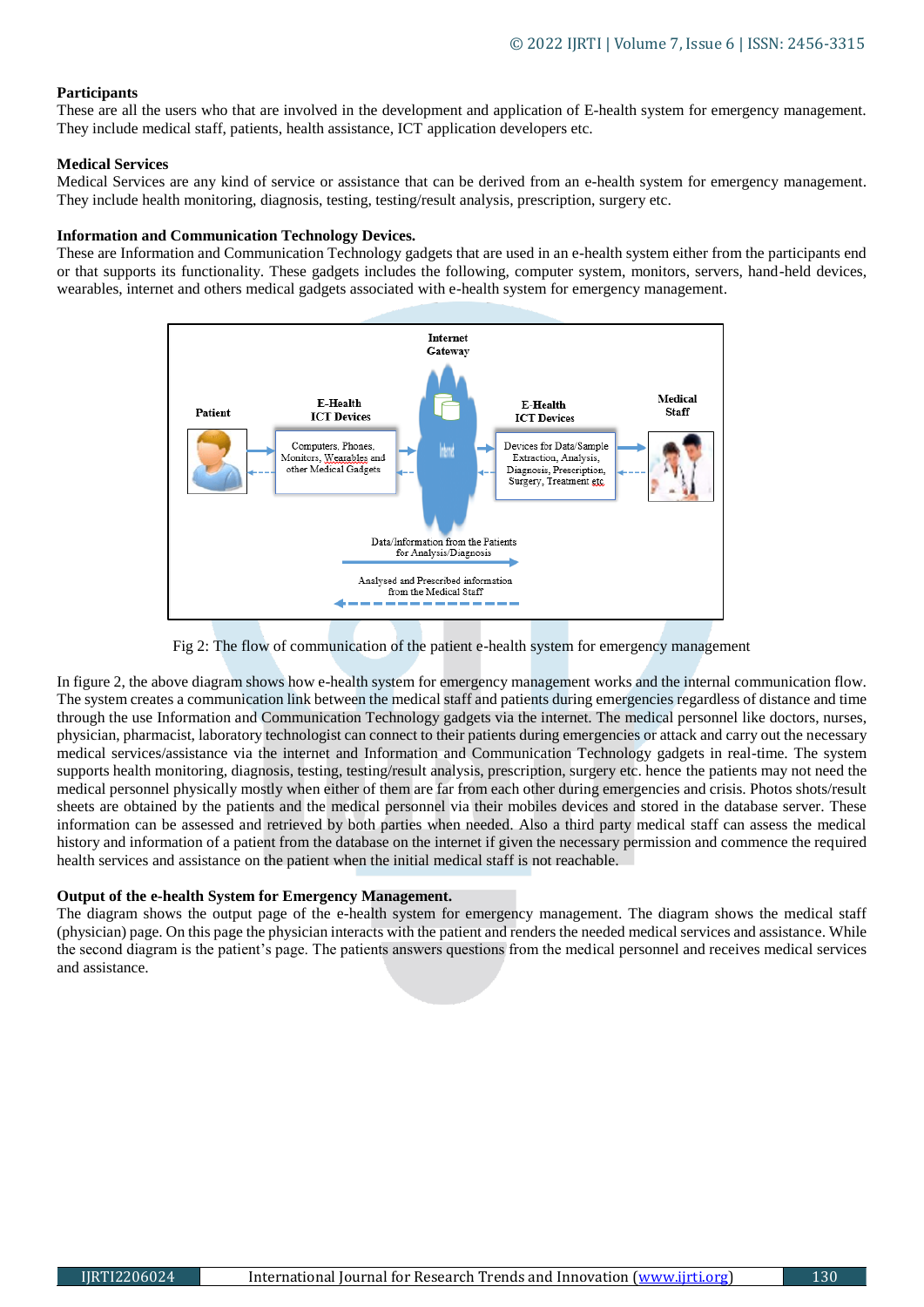**Participants**

These are all the users who that are involved in the development and application of E-health system for emergency management. They include medical staff, patients, health assistance, ICT application developers etc.

**Medical Services**

Medical Services are any kind of service or assistance that can be derived from an e-health system for emergency management. They include health monitoring, diagnosis, testing, testing/result analysis, prescription, surgery etc.

**Information and Communication Technology Devices.**

These are Information and Communication Technology gadgets that are used in an e-health system either from the participants end or that supports its functionality. These gadgets includes the following, computer system, monitors, servers, hand-held devices, wearables, internet and others medical gadgets associated with e-health system for emergency management.

Fig 2: The flow of communication of the patient e-health system for emergency management

In figure 2, the above diagram shows how e-health system for emergency management works and the internal communication flow. The system creates a communication link between the medical staff and patients during emergencies regardless of distance and time through the use Information and Communication Technology gadgets via the internet. The medical personnel like doctors, nurses, physician, pharmacist, laboratory technologist can connect to their patients during emergencies or attack and carry out the necessary medical services/assistance via the internet and Information and Communication Technology gadgets in real-time. The system supports health monitoring, diagnosis, testing, testing/result analysis, prescription, surgery etc. hence the patients may not need the medical personnel physically mostly when either of them are far from each other during emergencies and crisis. Photos shots/result sheets are obtained by the patients and the medical personnel via their mobiles devices and stored in the database server. These information can be assessed and retrieved by both parties when needed. Also a third party medical staff can assess the medical history and information of a patient from the database on the internet if given the necessary permission and commence the required health services and assistance on the patient when the initial medical staff is not reachable.

**Output of the e-health System for Emergency Management.**

The diagram shows the output page of the e-health system for emergency management. The diagram shows the medical staff (physician) page. On this page the physician interacts with the patient and renders the needed medical services and assistance. While the second diagram is the patient's page. The patients answers questions from the medical personnel and receives medical services and assistance.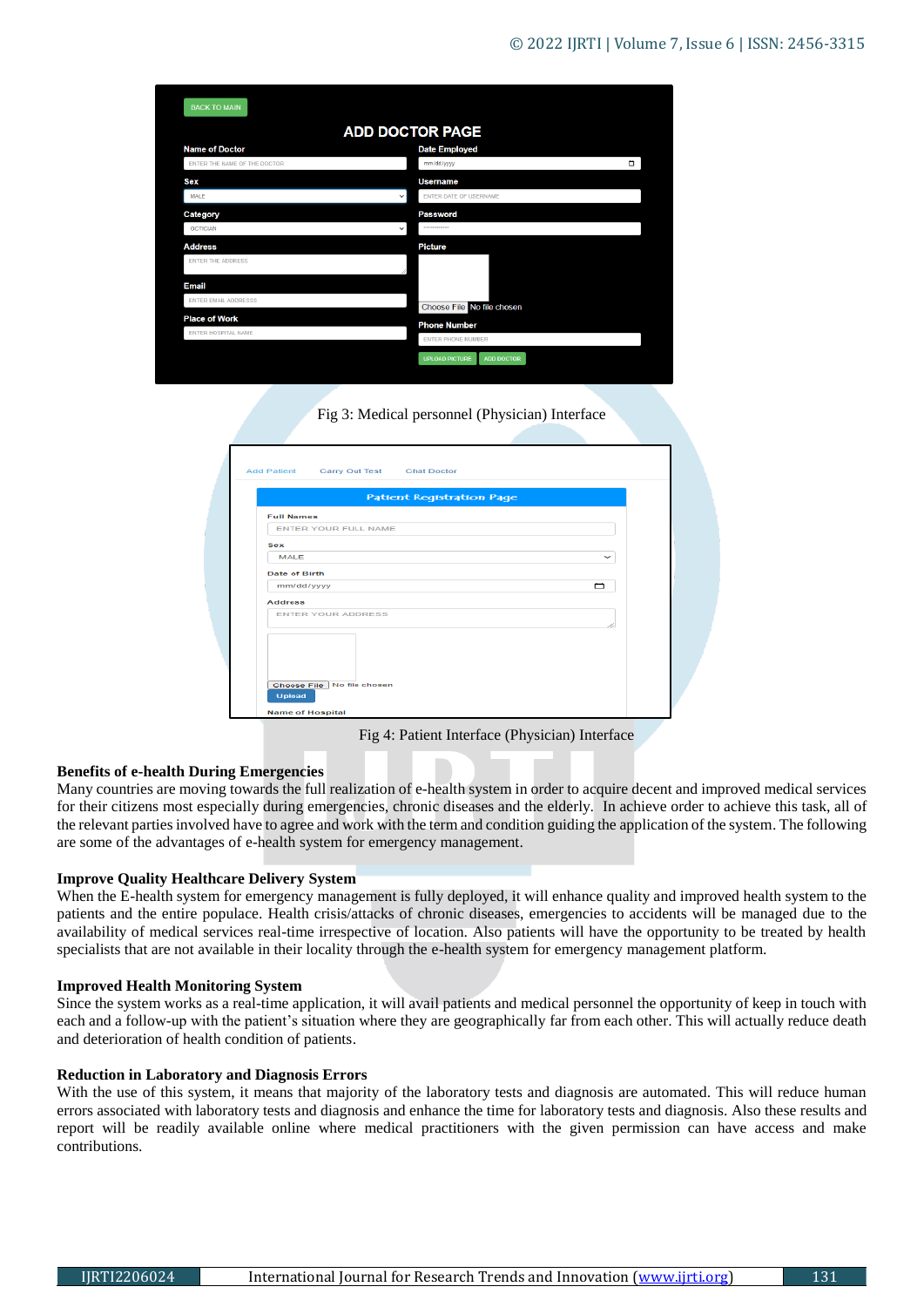Fig 3: Medical personnel (Physician) Interface

Fig 4: Patient Interface (Physician) Interface

**Benefits of e-health During Emergencies**

Many countries are moving towards the full realization of e-health system in order to acquire decent and improved medical services for their citizens most especially during emergencies, chronic diseases and the elderly. In achieve order to achieve this task, all of the relevant parties involved have to agree and work with the term and condition guiding the application of the system. The following are some of the advantages of e-health system for emergency management.

**Improve Quality Healthcare Delivery System**

When the E-health system for emergency management is fully deployed, it will enhance quality and improved health system to the patients and the entire populace. Health crisis/attacks of chronic diseases, emergencies to accidents will be managed due to the availability of medical services real-time irrespective of location. Also patients will have the opportunity to be treated by health specialists that are not available in their locality through the e-health system for emergency management platform.

**Improved Health Monitoring System**

Since the system works as a real-time application, it will avail patients and medical personnel the opportunity of keep in touch with each and a follow-up with the patient's situation where they are geographically far from each other. This will actually reduce death and deterioration of health condition of patients.

**Reduction in Laboratory and Diagnosis Errors**

With the use of this system, it means that majority of the laboratory tests and diagnosis are automated. This will reduce human errors associated with laboratory tests and diagnosis and enhance the time for laboratory tests and diagnosis. Also these results and report will be readily available online where medical practitioners with the given permission can have access and make contributions.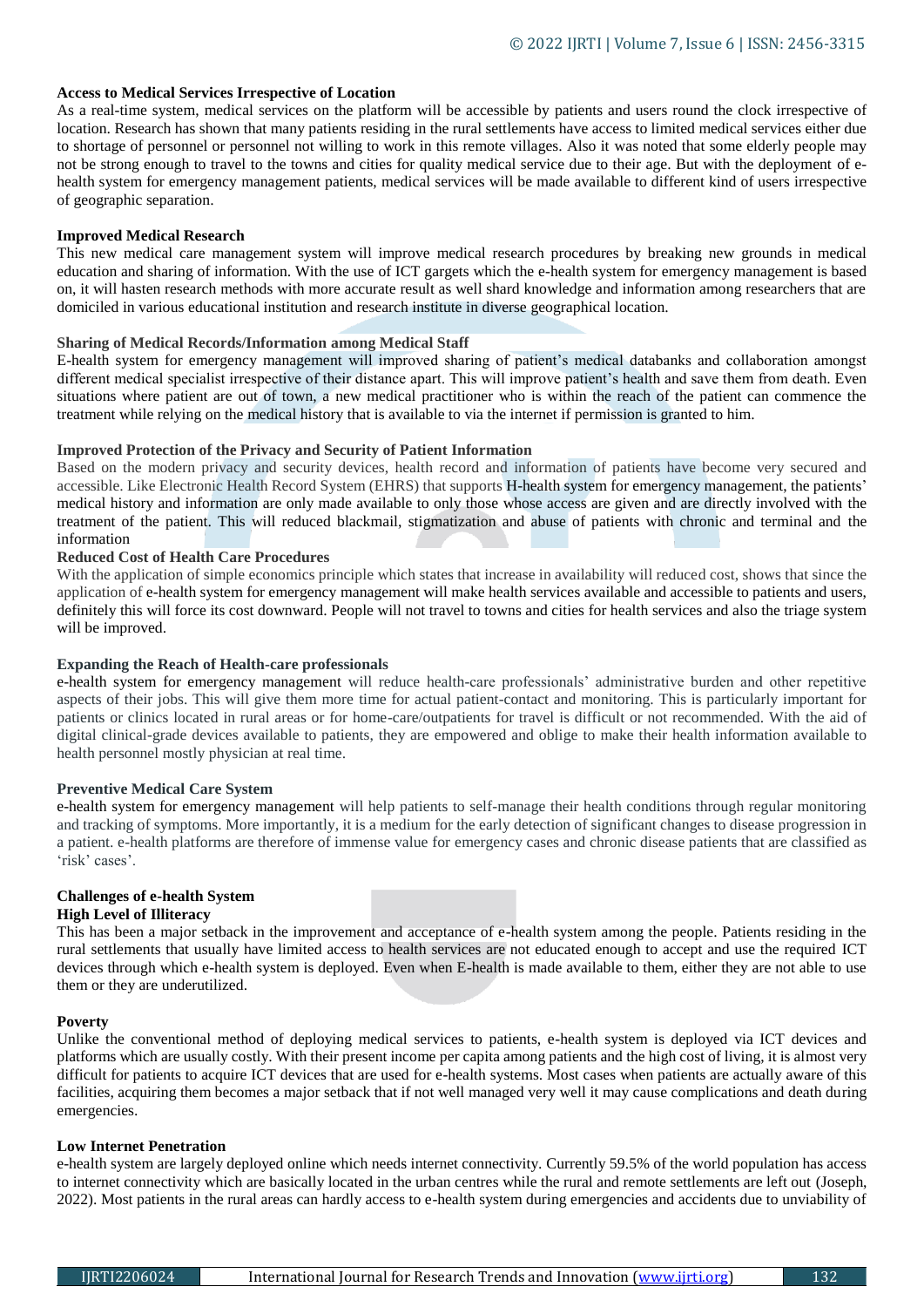**Access to Medical Services Irrespective of Location**

As a real-time system, medical services on the platform will be accessible by patients and users round the clock irrespective of location. Research has shown that many patients residing in the rural settlements have access to limited medical services either due to shortage of personnel or personnel not willing to work in this remote villages. Also it was noted that some elderly people may not be strong enough to travel to the towns and cities for quality medical service due to their age. But with the deployment of e-health system for emergency management patients, medical services will be made available to different kind of users irrespective of geographic separation.

**Improved Medical Research**

This new medical care management system will improve medical research procedures by breaking new grounds in medical education and sharing of information. With the use of ICT gargets which the e-health system for emergency management is based on, it will hasten research methods with more accurate result as well shard knowledge and information among researchers that are domiciled in various educational institution and research institute in diverse geographical location.

**Sharing of Medical Records/Information among Medical Staff**

E-health system for emergency management will improved sharing of patient's medical databanks and collaboration amongst different medical specialist irrespective of their distance apart. This will improve patient's health and save them from death. Even situations where patient are out of town, a new medical practitioner who is within the reach of the patient can commence the treatment while relying on the medical history that is available to via the internet if permission is granted to him.

**Improved Protection of the Privacy and Security of Patient Information**

Based on the modern privacy and security devices, health record and information of patients have become very secured and accessible. Like Electronic Health Record System (EHRS) that supports H-health system for emergency management, the patients' medical history and information are only made available to only those whose access are given and are directly involved with the treatment of the patient. This will reduced blackmail, stigmatization and abuse of patients with chronic and terminal and the information

**Reduced Cost of Health Care Procedures**

With the application of simple economics principle which states that increase in availability will reduced cost, shows that since the application of e-health system for emergency management will make health services available and accessible to patients and users, definitely this will force its cost downward. People will not travel to towns and cities for health services and also the triage system will be improved.

**Expanding the Reach of Health-care professionals**

e-health system for emergency management will reduce health-care professionals' administrative burden and other repetitive aspects of their jobs. This will give them more time for actual patient-contact and monitoring. This is particularly important for patients or clinics located in rural areas or for home-care/outpatients for travel is difficult or not recommended. With the aid of digital clinical-grade devices available to patients, they are empowered and oblige to make their health information available to health personnel mostly physician at real time.

**Preventive Medical Care System**

e-health system for emergency management will help patients to self-manage their health conditions through regular monitoring and tracking of symptoms. More importantly, it is a medium for the early detection of significant changes to disease progression in a patient. e-health platforms are therefore of immense value for emergency cases and chronic disease patients that are classified as 'risk' cases'.

**Challenges of e-health System**

**High Level of Illiteracy**

This has been a major setback in the improvement and acceptance of e-health system among the people. Patients residing in the rural settlements that usually have limited access to health services are not educated enough to accept and use the required ICT devices through which e-health system is deployed. Even when E-health is made available to them, either they are not able to use them or they are underutilized.

**Poverty**

Unlike the conventional method of deploying medical services to patients, e-health system is deployed via ICT devices and platforms which are usually costly. With their present income per capita among patients and the high cost of living, it is almost very difficult for patients to acquire ICT devices that are used for e-health systems. Most cases when patients are actually aware of this facilities, acquiring them becomes a major setback that if not well managed very well it may cause complications and death during emergencies.

**Low Internet Penetration**

e-health system are largely deployed online which needs internet connectivity. Currently 59.5% of the world population has access to internet connectivity which are basically located in the urban centres while the rural and remote settlements are left out (Joseph, 2022). Most patients in the rural areas can hardly access to e-health system during emergencies and accidents due to unviability of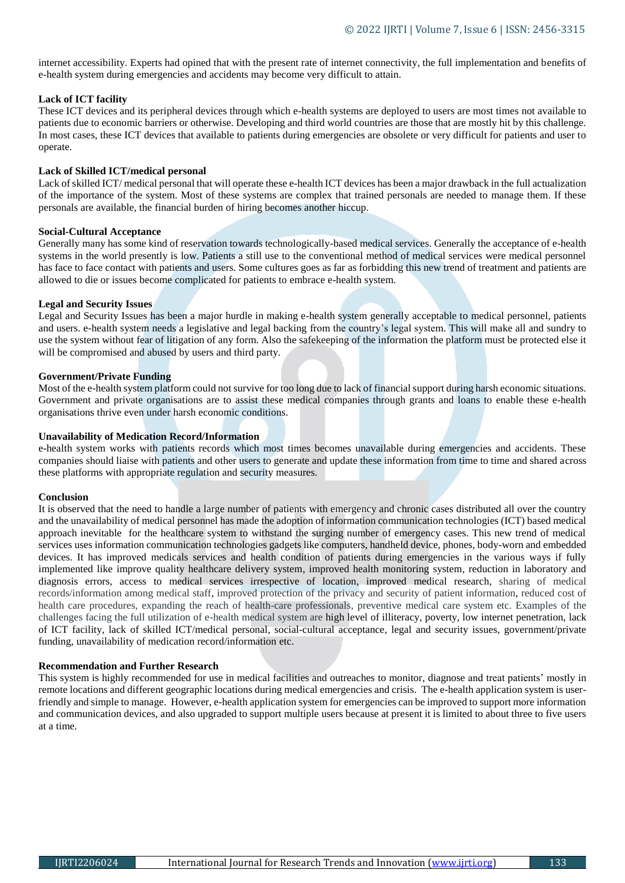internet accessibility. Experts had opined that with the present rate of internet connectivity, the full implementation and benefits of e-health system during emergencies and accidents may become very difficult to attain.

**Lack of ICT facility**

These ICT devices and its peripheral devices through which e-health systems are deployed to users are most times not available to patients due to economic barriers or otherwise. Developing and third world countries are those that are mostly hit by this challenge. In most cases, these ICT devices that available to patients during emergencies are obsolete or very difficult for patients and user to operate.

**Lack of Skilled ICT/medical personal**

Lack of skilled ICT/ medical personal that will operate these e-health ICT devices has been a major drawback in the full actualization of the importance of the system. Most of these systems are complex that trained personals are needed to manage them. If these personals are available, the financial burden of hiring becomes another hiccup.

**Social-Cultural Acceptance**

Generally many has some kind of reservation towards technologically-based medical services. Generally the acceptance of e-health systems in the world presently is low. Patients a still use to the conventional method of medical services were medical personnel has face to face contact with patients and users. Some cultures goes as far as forbidding this new trend of treatment and patients are allowed to die or issues become complicated for patients to embrace e-health system.

**Legal and Security Issues**

Legal and Security Issues has been a major hurdle in making e-health system generally acceptable to medical personnel, patients and users. e-health system needs a legislative and legal backing from the country's legal system. This will make all and sundry to use the system without fear of litigation of any form. Also the safekeeping of the information the platform must be protected else it will be compromised and abused by users and third party.

**Government/Private Funding**

Most of the e-health system platform could not survive for too long due to lack of financial support during harsh economic situations. Government and private organisations are to assist these medical companies through grants and loans to enable these e-health organisations thrive even under harsh economic conditions.

**Unavailability of Medication Record/Information**

e-health system works with patients records which most times becomes unavailable during emergencies and accidents. These companies should liaise with patients and other users to generate and update these information from time to time and shared across these platforms with appropriate regulation and security measures.

**Conclusion**

It is observed that the need to handle a large number of patients with emergency and chronic cases distributed all over the country and the unavailability of medical personnel has made the adoption of information communication technologies (ICT) based medical approach inevitable for the healthcare system to withstand the surging number of emergency cases. This new trend of medical services uses information communication technologies gadgets like computers, handheld device, phones, body-worn and embedded devices. It has improved medicals services and health condition of patients during emergencies in the various ways if fully implemented like improve quality healthcare delivery system, improved health monitoring system, reduction in laboratory and diagnosis errors, access to medical services irrespective of location, improved medical research, sharing of medical records/information among medical staff, improved protection of the privacy and security of patient information, reduced cost of health care procedures, expanding the reach of health-care professionals, preventive medical care system etc. Examples of the challenges facing the full utilization of e-health medical system are high level of illiteracy, poverty, low internet penetration, lack of ICT facility, lack of skilled ICT/medical personal, social-cultural acceptance, legal and security issues, government/private funding, unavailability of medication record/information etc.

**Recommendation and Further Research**

This system is highly recommended for use in medical facilities and outreaches to monitor, diagnose and treat patients' mostly in remote locations and different geographic locations during medical emergencies and crisis. The e-health application system is user-friendly and simple to manage. However, e-health application system for emergencies can be improved to support more information and communication devices, and also upgraded to support multiple users because at present it is limited to about three to five users at a time.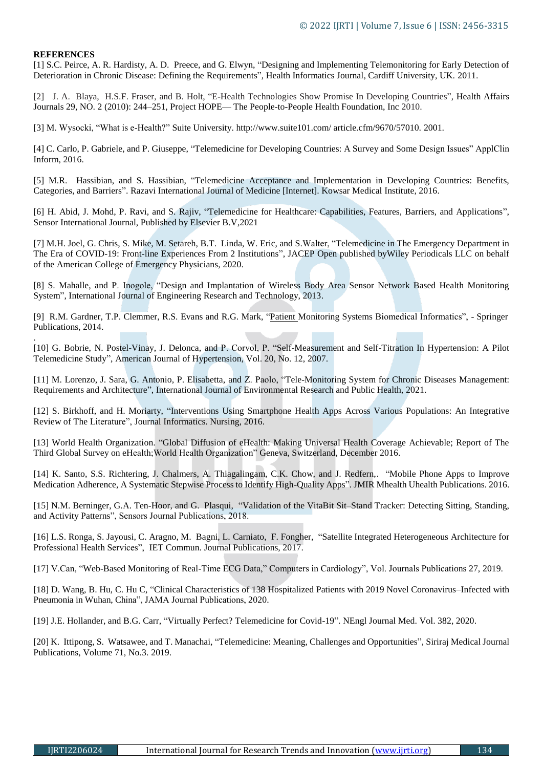**REFERENCES**

[1] S.C. Peirce, A. R. Hardisty, A. D. Preece, and G. Elwyn, “Designing and Implementing Telemonitoring for Early Detection of Deterioration in Chronic Disease: Defining the Requirements”, Health Informatics Journal, Cardiff University, UK. 2011.

[2] J. A. Blaya, H.S.F. Fraser, and B. Holt, “E-Health Technologies Show Promise In Developing Countries”, Health Affairs Journals 29, NO. 2 (2010): 244–251, Project HOPE— The People-to-People Health Foundation, Inc 2010.

[3] M. Wysocki, “What is e-Health?” Suite University. http://www.suite101.com/ article.cfm/9670/57010. 2001.

[4] C. Carlo, P. Gabriele, and P. Giuseppe, “Telemedicine for Developing Countries: A Survey and Some Design Issues” ApplClin Inform, 2016.

[5] M.R. Hassibian, and S. Hassibian, “Telemedicine Acceptance and Implementation in Developing Countries: Benefits, Categories, and Barriers”. Razavi International Journal of Medicine [Internet]. Kowsar Medical Institute, 2016.

[6] H. Abid, J. Mohd, P. Ravi, and S. Rajiv, “Telemedicine for Healthcare: Capabilities, Features, Barriers, and Applications”, Sensor International Journal, Published by Elsevier B.V,2021

[7] M.H. Joel, G. Chris, S. Mike, M. Setareh, B.T. Linda, W. Eric, and S.Walter, “Telemedicine in The Emergency Department in The Era of COVID-19: Front-line Experiences From 2 Institutions”, JACEP Open published byWiley Periodicals LLC on behalf of the American College of Emergency Physicians, 2020.

[8] S. Mahalle, and P. Inogole, “Design and Implantation of Wireless Body Area Sensor Network Based Health Monitoring System”, International Journal of Engineering Research and Technology, 2013.

[9] R.M. Gardner, T.P. Clemmer, R.S. Evans and R.G. Mark, “Patient Monitoring Systems Biomedical Informatics”, - Springer Publications, 2014.

.

[10] G. Bobrie, N. Postel-Vinay, J. Delonca, and P. Corvol, P. “Self-Measurement and Self-Titration In Hypertension: A Pilot Telemedicine Study”, American Journal of Hypertension, Vol. 20, No. 12, 2007.

[11] M. Lorenzo, J. Sara, G. Antonio, P. Elisabetta, and Z. Paolo, “Tele-Monitoring System for Chronic Diseases Management: Requirements and Architecture”, International Journal of Environmental Research and Public Health, 2021.

[12] S. Birkhoff, and H. Moriarty, “Interventions Using Smartphone Health Apps Across Various Populations: An Integrative Review of The Literature”, Journal Informatics. Nursing, 2016.

[13] World Health Organization. “Global Diffusion of eHealth: Making Universal Health Coverage Achievable; Report of The Third Global Survey on eHealth;World Health Organization” Geneva, Switzerland, December 2016.

[14] K. Santo, S.S. Richtering, J. Chalmers, A. Thiagalingam, C.K. Chow, and J. Redfern,. “Mobile Phone Apps to Improve Medication Adherence, A Systematic Stepwise Process to Identify High-Quality Apps”. JMIR Mhealth Uhealth Publications. 2016.

[15] N.M. Berninger, G.A. Ten-Hoor, and G. Plasqui, “Validation of the VitaBit Sit–Stand Tracker: Detecting Sitting, Standing, and Activity Patterns”, Sensors Journal Publications, 2018.

[16] L.S. Ronga, S. Jayousi, C. Aragno, M. Bagni, L. Carniato, F. Fongher, “Satellite Integrated Heterogeneous Architecture for Professional Health Services”, IET Commun. Journal Publications, 2017.

[17] V.Can, “Web-Based Monitoring of Real-Time ECG Data,” Computers in Cardiology”, Vol. Journals Publications 27, 2019.

[18] D. Wang, B. Hu, C. Hu C, “Clinical Characteristics of 138 Hospitalized Patients with 2019 Novel Coronavirus–Infected with Pneumonia in Wuhan, China”, JAMA Journal Publications, 2020.

[19] J.E. Hollander, and B.G. Carr, “Virtually Perfect? Telemedicine for Covid-19”. NEngl Journal Med. Vol. 382, 2020.

[20] K. Ittipong, S. Watsawee, and T. Manachai, “Telemedicine: Meaning, Challenges and Opportunities”, Siriraj Medical Journal Publications, Volume 71, No.3. 2019.